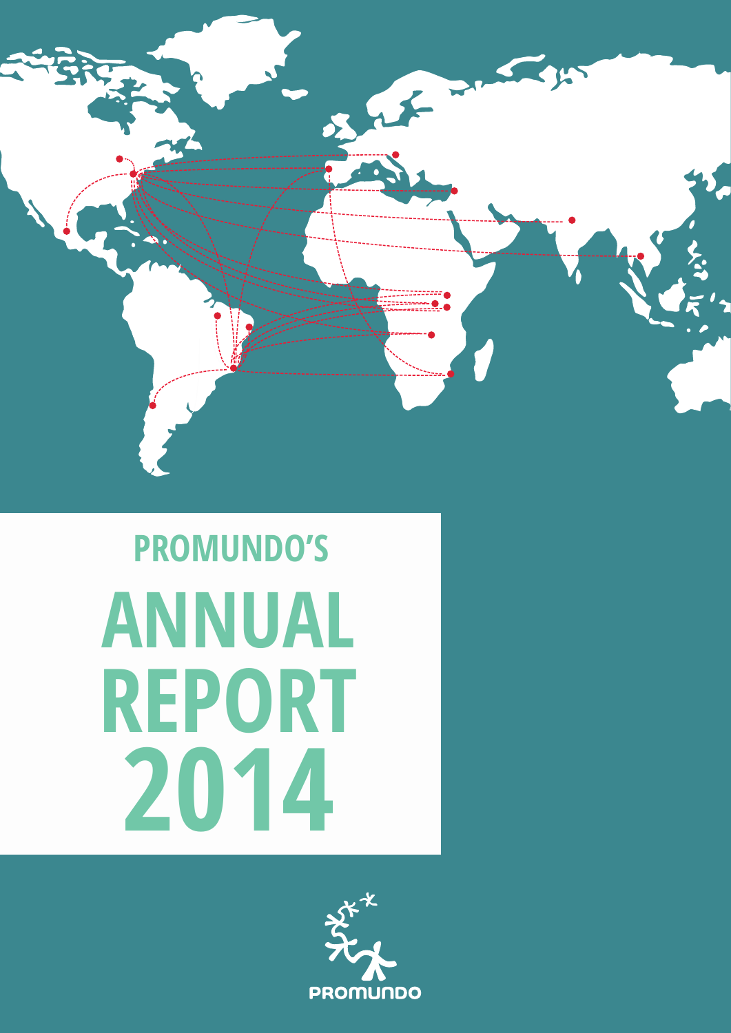PROMUNDO'S

# ANNUAL REPORT 2014

PROMUNDO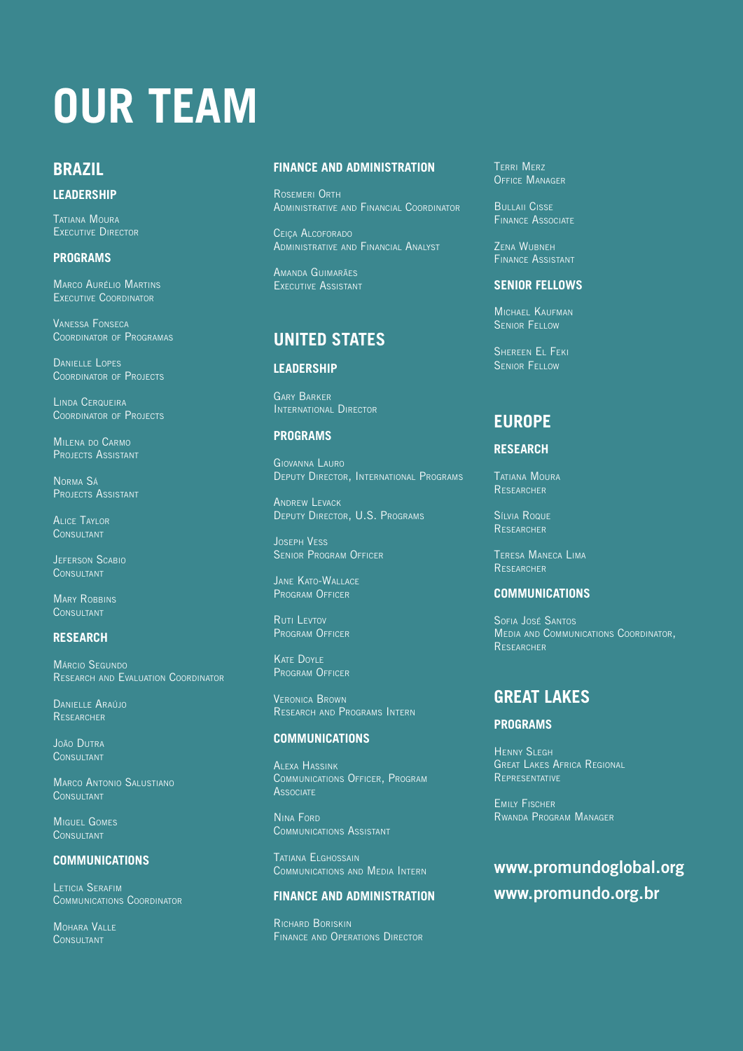# OUR TEAM

## BRAZIL

### LEADERSHIP

Tatiana Moura
Executive Director

### PROGRAMS

Marco Aurélio Martins
Executive Coordinator

Vanessa Fonseca
Coordinator of Programas

Danielle Lopes
Coordinator of Projects

Linda Cerqueira
Coordinator of Projects

Milena do Carmo
Projects Assistant

Norma Sá
Projects Assistant

Alice Taylor
Consultant

Jeferson Scabio
Consultant

Mary Robbins
Consultant

### RESEARCH

Márcio Segundo
Research and Evaluation Coordinator

Danielle Araújo
Researcher

João Dutra
Consultant

Marco Antonio Salustiano
Consultant

Miguel Gomes
Consultant

### COMMUNICATIONS

Leticia Serafim
Communications Coordinator

Mohara Valle
Consultant

### FINANCE AND ADMINISTRATION

Rosemeri Orth
Administrative and Financial Coordinator

Ceiça Alcoforado
Administrative and Financial Analyst

Amanda Guimarães
Executive Assistant

## UNITED STATES

### LEADERSHIP

Gary Barker
International Director

### PROGRAMS

Giovanna Lauro
Deputy Director, International Programs

Andrew Levack
Deputy Director, U.S. Programs

Joseph Vess
Senior Program Officer

Jane Kato-Wallace
Program Officer

Ruti Levtov
Program Officer

Kate Doyle
Program Officer

Veronica Brown
Research and Programs Intern

### COMMUNICATIONS

Alexa Hassink
Communications Officer, Program Associate

Nina Ford
Communications Assistant

Tatiana Elghossain
Communications and Media Intern

### FINANCE AND ADMINISTRATION

Richard Boriskin
Finance and Operations Director

Terri Merz
Office Manager

Bullaii Cisse
Finance Associate

Zena Wubneh
Finance Assistant

### SENIOR FELLOWS

Michael Kaufman
Senior Fellow

Shereen El Feki
Senior Fellow

## EUROPE

### RESEARCH

Tatiana Moura
Researcher

Sílvia Roque
Researcher

Teresa Maneca Lima
Researcher

### COMMUNICATIONS

Sofia José Santos
Media and Communications Coordinator, Researcher

## GREAT LAKES

### PROGRAMS

Henny Slegh
Great Lakes Africa Regional Representative

Emily Fischer
Rwanda Program Manager

**www.promundoglobal.org**
**www.promundo.org.br**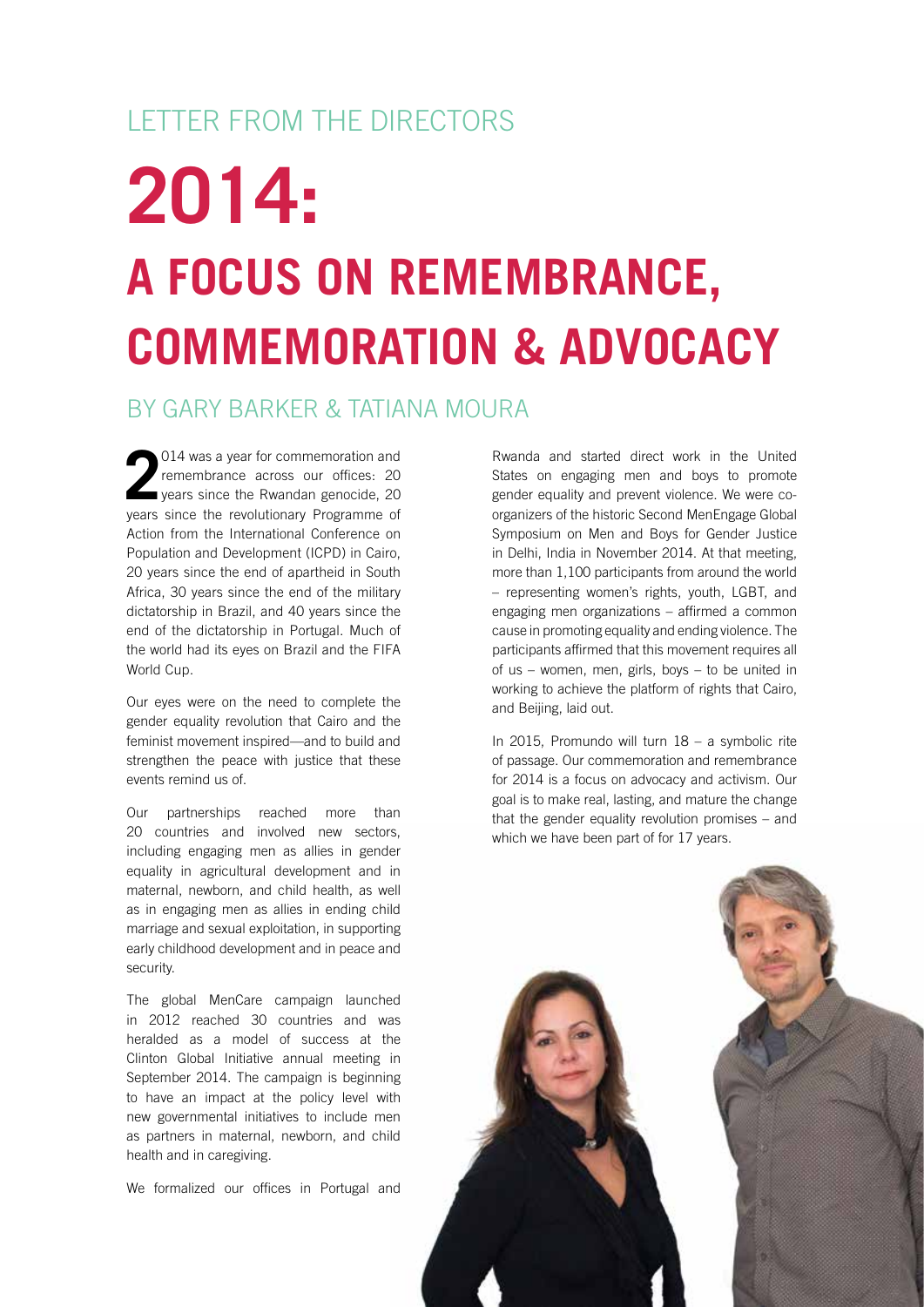LETTER FROM THE DIRECTORS

# 2014: A FOCUS ON REMEMBRANCE, COMMEMORATION & ADVOCACY

## BY GARY BARKER & TATIANA MOURA

2014 was a year for commemoration and remembrance across our offices: 20 years since the Rwandan genocide, 20 years since the revolutionary Programme of Action from the International Conference on Population and Development (ICPD) in Cairo, 20 years since the end of apartheid in South Africa, 30 years since the end of the military dictatorship in Brazil, and 40 years since the end of the dictatorship in Portugal. Much of the world had its eyes on Brazil and the FIFA World Cup.

Our eyes were on the need to complete the gender equality revolution that Cairo and the feminist movement inspired—and to build and strengthen the peace with justice that these events remind us of.

Our partnerships reached more than 20 countries and involved new sectors, including engaging men as allies in gender equality in agricultural development and in maternal, newborn, and child health, as well as in engaging men as allies in ending child marriage and sexual exploitation, in supporting early childhood development and in peace and security.

The global MenCare campaign launched in 2012 reached 30 countries and was heralded as a model of success at the Clinton Global Initiative annual meeting in September 2014. The campaign is beginning to have an impact at the policy level with new governmental initiatives to include men as partners in maternal, newborn, and child health and in caregiving.

We formalized our offices in Portugal and Rwanda and started direct work in the United States on engaging men and boys to promote gender equality and prevent violence. We were co-organizers of the historic Second MenEngage Global Symposium on Men and Boys for Gender Justice in Delhi, India in November 2014. At that meeting, more than 1,100 participants from around the world – representing women's rights, youth, LGBT, and engaging men organizations – affirmed a common cause in promoting equality and ending violence. The participants affirmed that this movement requires all of us – women, men, girls, boys – to be united in working to achieve the platform of rights that Cairo, and Beijing, laid out.

In 2015, Promundo will turn 18 – a symbolic rite of passage. Our commemoration and remembrance for 2014 is a focus on advocacy and activism. Our goal is to make real, lasting, and mature the change that the gender equality revolution promises – and which we have been part of for 17 years.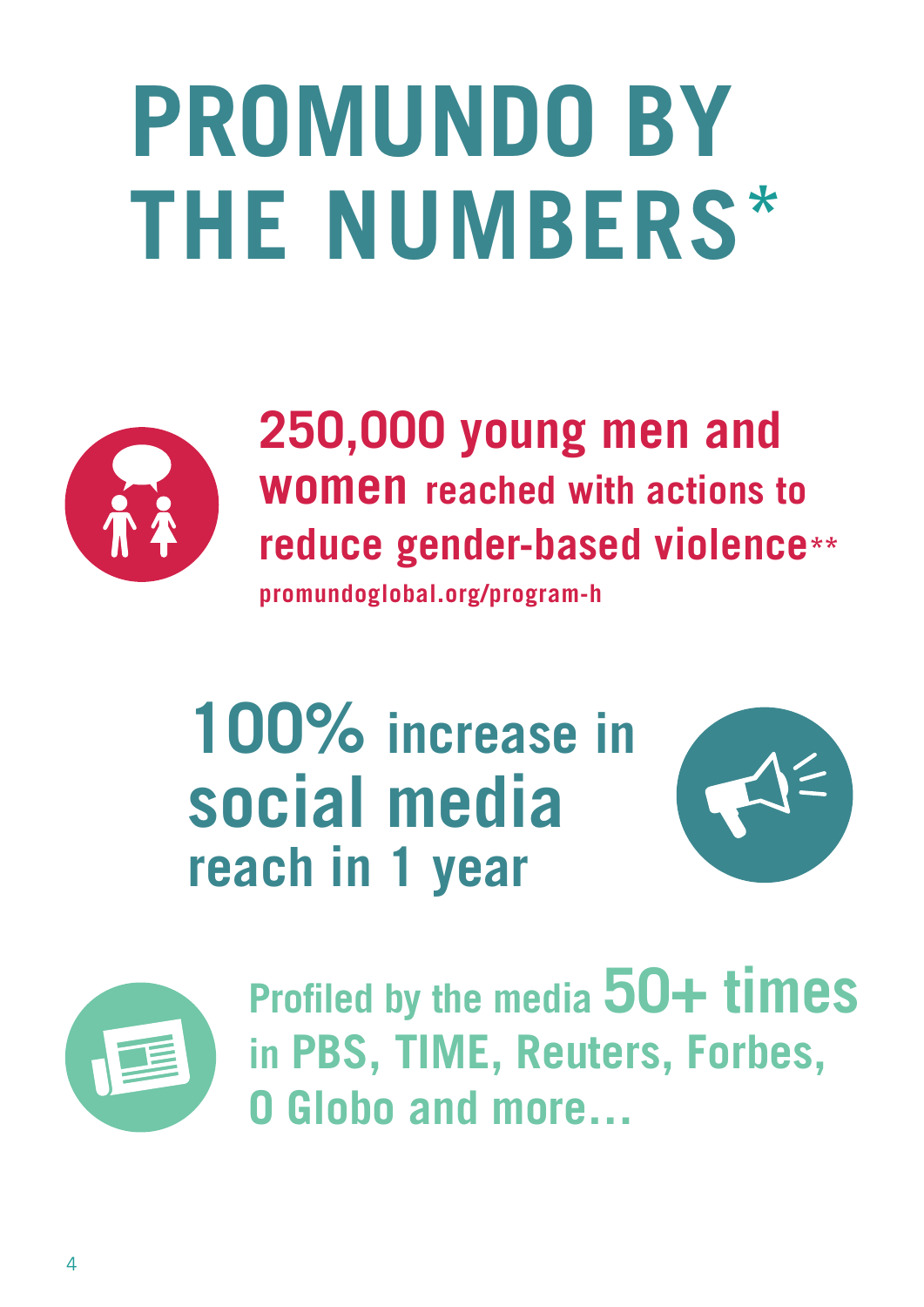# PROMUNDO BY THE NUMBERS*

**250,000 young men and women** reached with actions to reduce gender-based violence**

promundoglobal.org/program-h

**100%** increase in **social media** reach in 1 year

Profiled by the media **50+ times** in PBS, TIME, Reuters, Forbes, O Globo and more…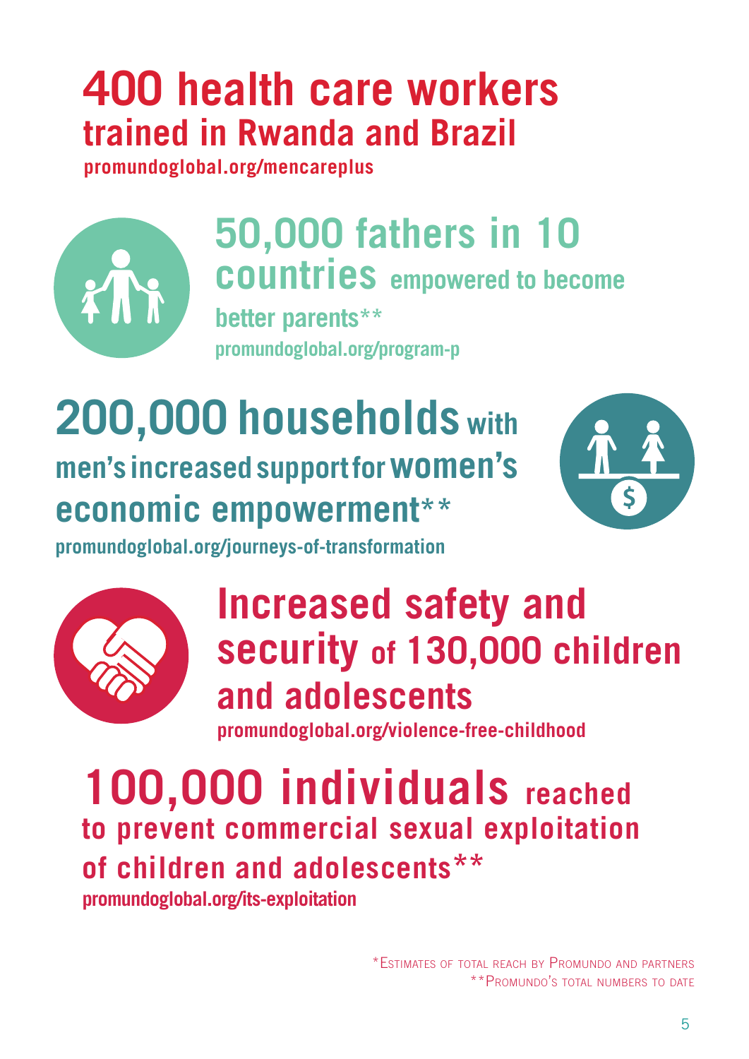## 400 health care workers trained in Rwanda and Brazil

promundoglobal.org/mencareplus

## 50,000 fathers in 10 countries empowered to become better parents**

promundoglobal.org/program-p

## 200,000 households with men's increased support for women's economic empowerment**

promundoglobal.org/journeys-of-transformation

## Increased safety and security of 130,000 children and adolescents

promundoglobal.org/violence-free-childhood

## 100,000 individuals reached to prevent commercial sexual exploitation of children and adolescents**

promundoglobal.org/its-exploitation

*Estimates of total reach by Promundo and partners
**Promundo's total numbers to date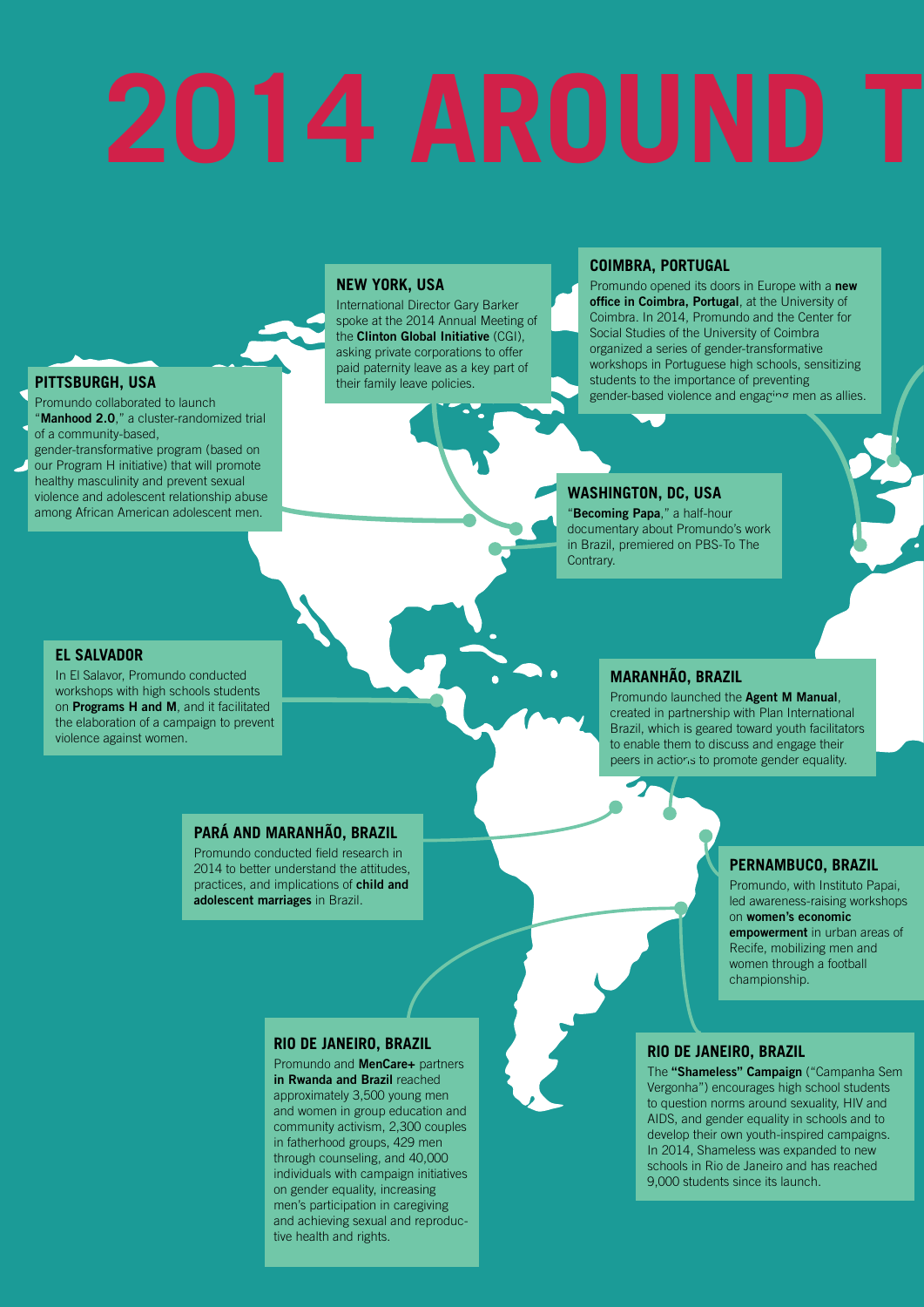# 2014 AROUND T

### PITTSBURGH, USA

Promundo collaborated to launch "**Manhood 2.0**," a cluster-randomized trial of a community-based, gender-transformative program (based on our Program H initiative) that will promote healthy masculinity and prevent sexual violence and adolescent relationship abuse among African American adolescent men.

### NEW YORK, USA

International Director Gary Barker spoke at the 2014 Annual Meeting of the **Clinton Global Initiative** (CGI), asking private corporations to offer paid paternity leave as a key part of their family leave policies.

### COIMBRA, PORTUGAL

Promundo opened its doors in Europe with a **new office in Coimbra, Portugal**, at the University of Coimbra. In 2014, Promundo and the Center for Social Studies of the University of Coimbra organized a series of gender-transformative workshops in Portuguese high schools, sensitizing students to the importance of preventing gender-based violence and engaging men as allies.

### WASHINGTON, DC, USA

"**Becoming Papa**," a half-hour documentary about Promundo's work in Brazil, premiered on PBS-To The Contrary.

### EL SALVADOR

In El Salavor, Promundo conducted workshops with high schools students on **Programs H and M**, and it facilitated the elaboration of a campaign to prevent violence against women.

### MARANHÃO, BRAZIL

Promundo launched the **Agent M Manual**, created in partnership with Plan International Brazil, which is geared toward youth facilitators to enable them to discuss and engage their peers in actions to promote gender equality.

### PARÁ AND MARANHÃO, BRAZIL

Promundo conducted field research in 2014 to better understand the attitudes, practices, and implications of **child and adolescent marriages** in Brazil.

### PERNAMBUCO, BRAZIL

Promundo, with Instituto Papai, led awareness-raising workshops on **women's economic empowerment** in urban areas of Recife, mobilizing men and women through a football championship.

### RIO DE JANEIRO, BRAZIL

Promundo and **MenCare+** partners **in Rwanda and Brazil** reached approximately 3,500 young men and women in group education and community activism, 2,300 couples in fatherhood groups, 429 men through counseling, and 40,000 individuals with campaign initiatives on gender equality, increasing men's participation in caregiving and achieving sexual and reproductive health and rights.

### RIO DE JANEIRO, BRAZIL

The **"Shameless" Campaign** ("Campanha Sem Vergonha") encourages high school students to question norms around sexuality, HIV and AIDS, and gender equality in schools and to develop their own youth-inspired campaigns. In 2014, Shameless was expanded to new schools in Rio de Janeiro and has reached 9,000 students since its launch.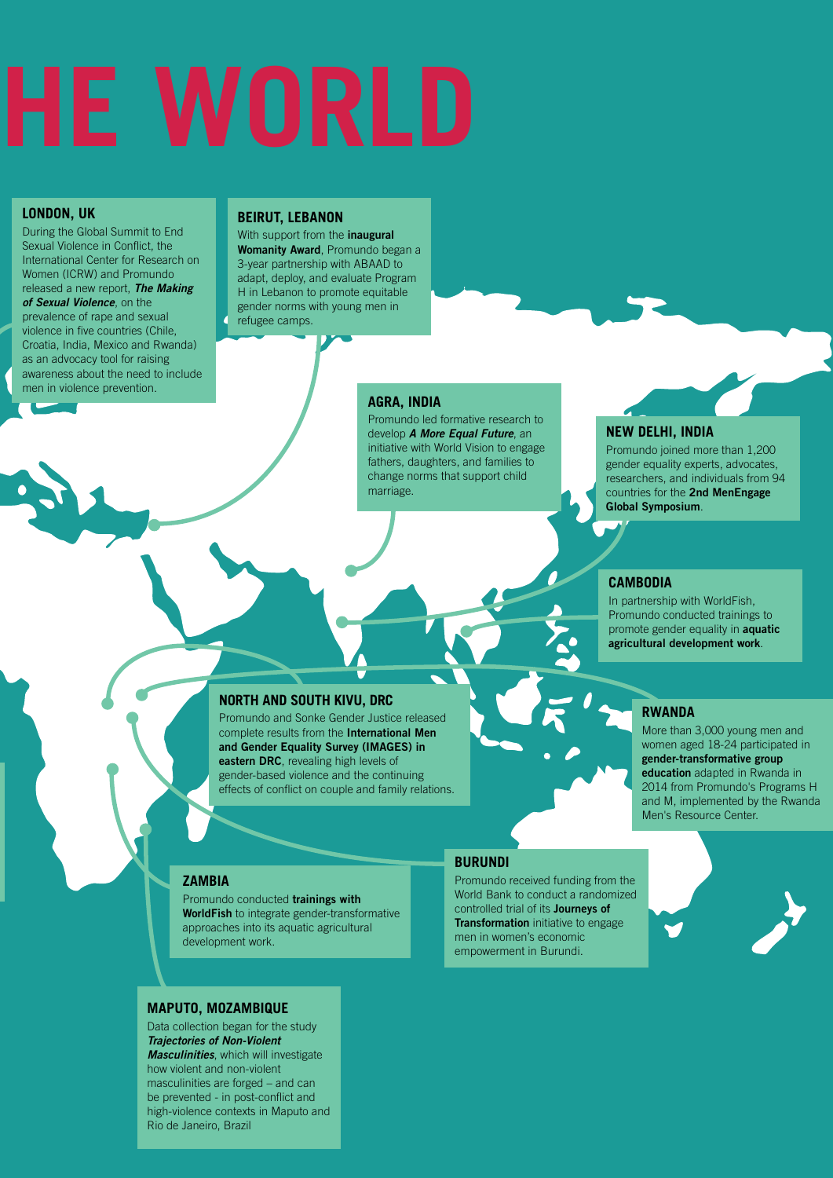# HE WORLD

### LONDON, UK

During the Global Summit to End Sexual Violence in Conflict, the International Center for Research on Women (ICRW) and Promundo released a new report, ***The Making of Sexual Violence***, on the prevalence of rape and sexual violence in five countries (Chile, Croatia, India, Mexico and Rwanda) as an advocacy tool for raising awareness about the need to include men in violence prevention.

### BEIRUT, LEBANON

With support from the **inaugural Womanity Award**, Promundo began a 3-year partnership with ABAAD to adapt, deploy, and evaluate Program H in Lebanon to promote equitable gender norms with young men in refugee camps.

### AGRA, INDIA

Promundo led formative research to develop ***A More Equal Future***, an initiative with World Vision to engage fathers, daughters, and families to change norms that support child marriage.

### NEW DELHI, INDIA

Promundo joined more than 1,200 gender equality experts, advocates, researchers, and individuals from 94 countries for the **2nd MenEngage Global Symposium**.

### CAMBODIA

In partnership with WorldFish, Promundo conducted trainings to promote gender equality in **aquatic agricultural development work**.

### NORTH AND SOUTH KIVU, DRC

Promundo and Sonke Gender Justice released complete results from the **International Men and Gender Equality Survey (IMAGES) in eastern DRC**, revealing high levels of gender-based violence and the continuing effects of conflict on couple and family relations.

### RWANDA

More than 3,000 young men and women aged 18-24 participated in **gender-transformative group education** adapted in Rwanda in 2014 from Promundo's Programs H and M, implemented by the Rwanda Men's Resource Center.

### ZAMBIA

Promundo conducted **trainings with WorldFish** to integrate gender-transformative approaches into its aquatic agricultural development work.

### BURUNDI

Promundo received funding from the World Bank to conduct a randomized controlled trial of its **Journeys of Transformation** initiative to engage men in women's economic empowerment in Burundi.

### MAPUTO, MOZAMBIQUE

Data collection began for the study ***Trajectories of Non-Violent Masculinities***, which will investigate how violent and non-violent masculinities are forged – and can be prevented - in post-conflict and high-violence contexts in Maputo and Rio de Janeiro, Brazil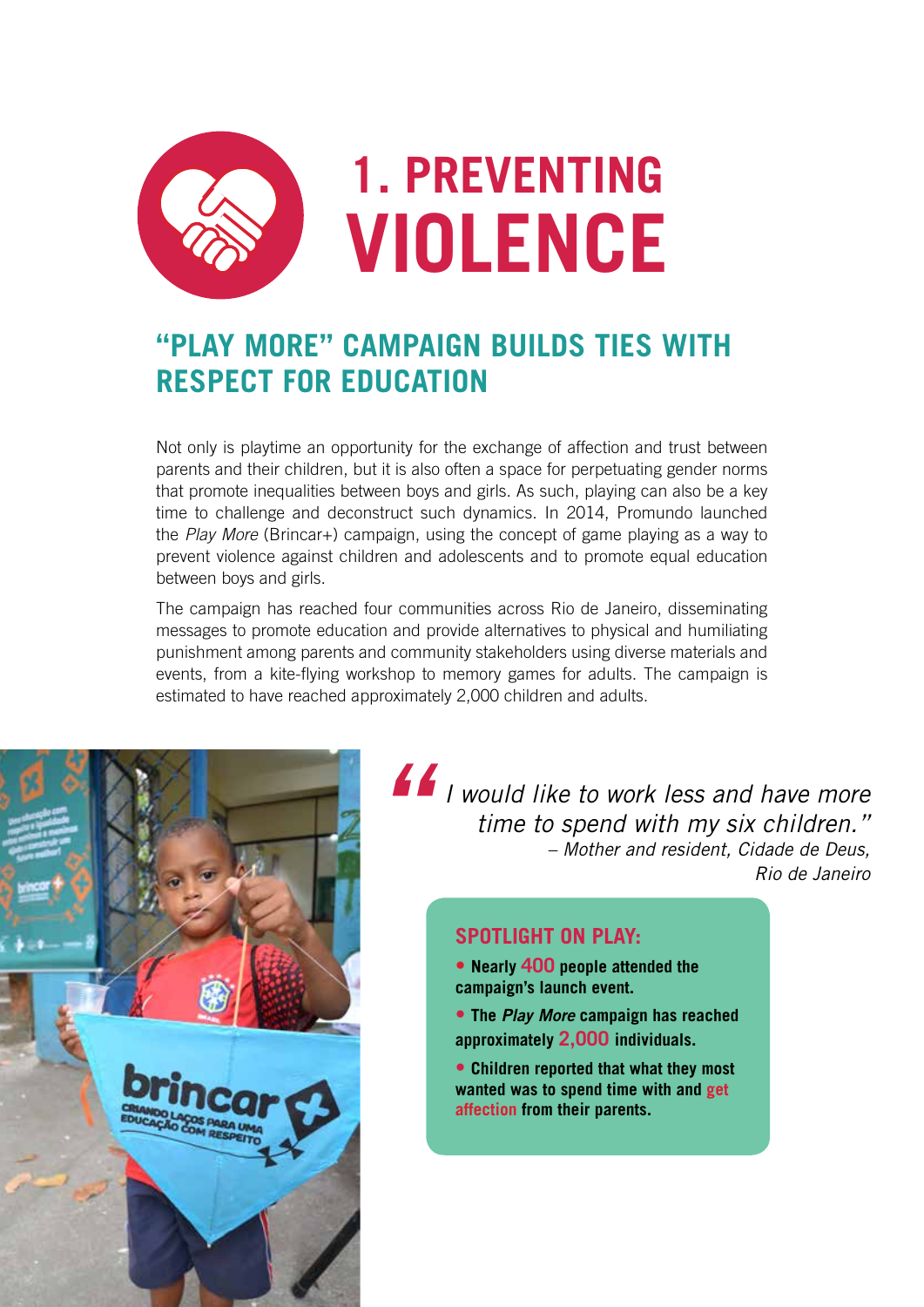# 1. PREVENTING VIOLENCE

## "PLAY MORE" CAMPAIGN BUILDS TIES WITH RESPECT FOR EDUCATION

Not only is playtime an opportunity for the exchange of affection and trust between parents and their children, but it is also often a space for perpetuating gender norms that promote inequalities between boys and girls. As such, playing can also be a key time to challenge and deconstruct such dynamics. In 2014, Promundo launched the *Play More* (Brincar+) campaign, using the concept of game playing as a way to prevent violence against children and adolescents and to promote equal education between boys and girls.

The campaign has reached four communities across Rio de Janeiro, disseminating messages to promote education and provide alternatives to physical and humiliating punishment among parents and community stakeholders using diverse materials and events, from a kite-flying workshop to memory games for adults. The campaign is estimated to have reached approximately 2,000 children and adults.

> *"I would like to work less and have more time to spend with my six children."*
> *– Mother and resident, Cidade de Deus, Rio de Janeiro*

### SPOTLIGHT ON PLAY:

- **Nearly 400 people attended the campaign's launch event.**
- **The *Play More* campaign has reached approximately 2,000 individuals.**
- **Children reported that what they most wanted was to spend time with and get affection from their parents.**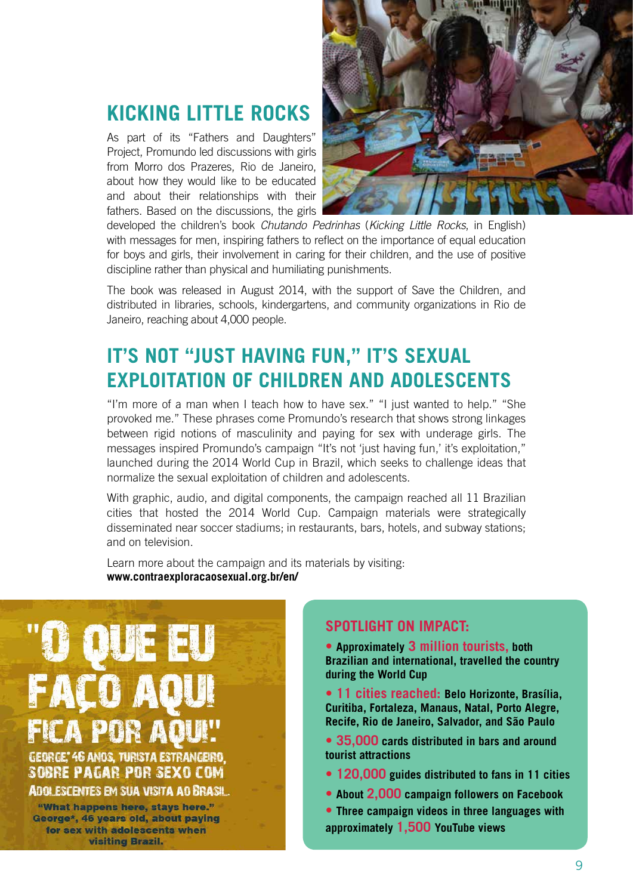## KICKING LITTLE ROCKS

As part of its "Fathers and Daughters" Project, Promundo led discussions with girls from Morro dos Prazeres, Rio de Janeiro, about how they would like to be educated and about their relationships with their fathers. Based on the discussions, the girls developed the children's book *Chutando Pedrinhas* (*Kicking Little Rocks*, in English) with messages for men, inspiring fathers to reflect on the importance of equal education for boys and girls, their involvement in caring for their children, and the use of positive discipline rather than physical and humiliating punishments.

The book was released in August 2014, with the support of Save the Children, and distributed in libraries, schools, kindergartens, and community organizations in Rio de Janeiro, reaching about 4,000 people.

## IT'S NOT "JUST HAVING FUN," IT'S SEXUAL EXPLOITATION OF CHILDREN AND ADOLESCENTS

"I'm more of a man when I teach how to have sex." "I just wanted to help." "She provoked me." These phrases come Promundo's research that shows strong linkages between rigid notions of masculinity and paying for sex with underage girls. The messages inspired Promundo's campaign "It's not 'just having fun,' it's exploitation," launched during the 2014 World Cup in Brazil, which seeks to challenge ideas that normalize the sexual exploitation of children and adolescents.

With graphic, audio, and digital components, the campaign reached all 11 Brazilian cities that hosted the 2014 World Cup. Campaign materials were strategically disseminated near soccer stadiums; in restaurants, bars, hotels, and subway stations; and on television.

Learn more about the campaign and its materials by visiting:
**www.contraexploracaosexual.org.br/en/**

"O QUE EU FAÇO AQUI FICA POR AQUI!"
GEORGE,* 46 ANOS, TURISTA ESTRANGEIRO, SOBRE PAGAR POR SEXO COM ADOLESCENTES EM SUA VISITA AO BRASIL.

**"What happens here, stays here." George*, 46 years old, about paying for sex with adolescents when visiting Brazil.**

### SPOTLIGHT ON IMPACT:

- **Approximately 3 million tourists, both Brazilian and international, travelled the country during the World Cup**
- **11 cities reached: Belo Horizonte, Brasília, Curitiba, Fortaleza, Manaus, Natal, Porto Alegre, Recife, Rio de Janeiro, Salvador, and São Paulo**
- **35,000 cards distributed in bars and around tourist attractions**
- **120,000 guides distributed to fans in 11 cities**
- **About 2,000 campaign followers on Facebook**
- **Three campaign videos in three languages with approximately 1,500 YouTube views**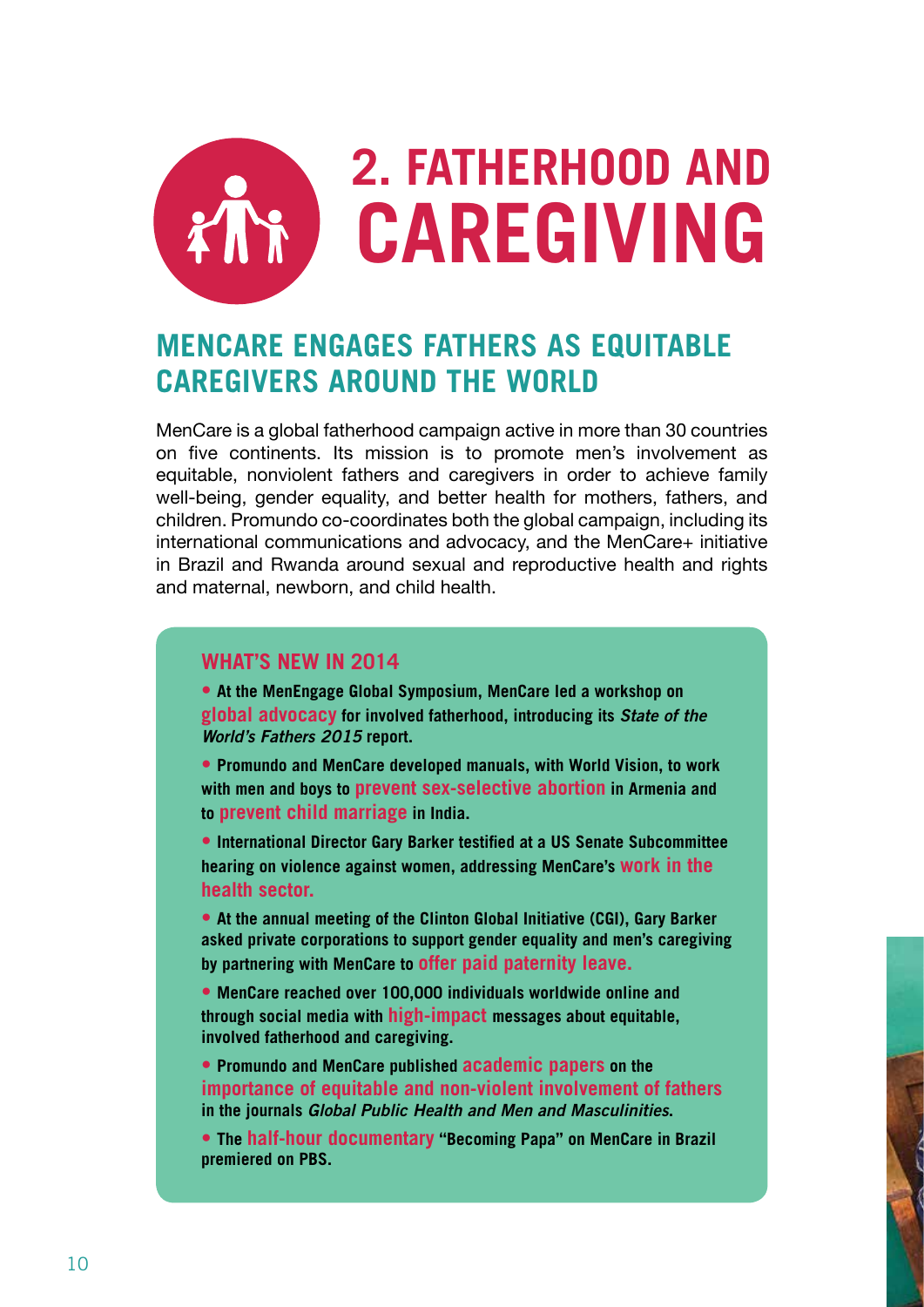# 2. FATHERHOOD AND CAREGIVING

## MENCARE ENGAGES FATHERS AS EQUITABLE CAREGIVERS AROUND THE WORLD

MenCare is a global fatherhood campaign active in more than 30 countries on five continents. Its mission is to promote men's involvement as equitable, nonviolent fathers and caregivers in order to achieve family well-being, gender equality, and better health for mothers, fathers, and children. Promundo co-coordinates both the global campaign, including its international communications and advocacy, and the MenCare+ initiative in Brazil and Rwanda around sexual and reproductive health and rights and maternal, newborn, and child health.

### WHAT'S NEW IN 2014

- **At the MenEngage Global Symposium, MenCare led a workshop on global advocacy for involved fatherhood, introducing its *State of the World's Fathers 2015* report.**
- **Promundo and MenCare developed manuals, with World Vision, to work with men and boys to prevent sex-selective abortion in Armenia and to prevent child marriage in India.**
- **International Director Gary Barker testified at a US Senate Subcommittee hearing on violence against women, addressing MenCare's work in the health sector.**
- **At the annual meeting of the Clinton Global Initiative (CGI), Gary Barker asked private corporations to support gender equality and men's caregiving by partnering with MenCare to offer paid paternity leave.**
- **MenCare reached over 100,000 individuals worldwide online and through social media with high-impact messages about equitable, involved fatherhood and caregiving.**
- **Promundo and MenCare published academic papers on the importance of equitable and non-violent involvement of fathers in the journals *Global Public Health and Men and Masculinities*.**
- **The half-hour documentary "Becoming Papa" on MenCare in Brazil premiered on PBS.**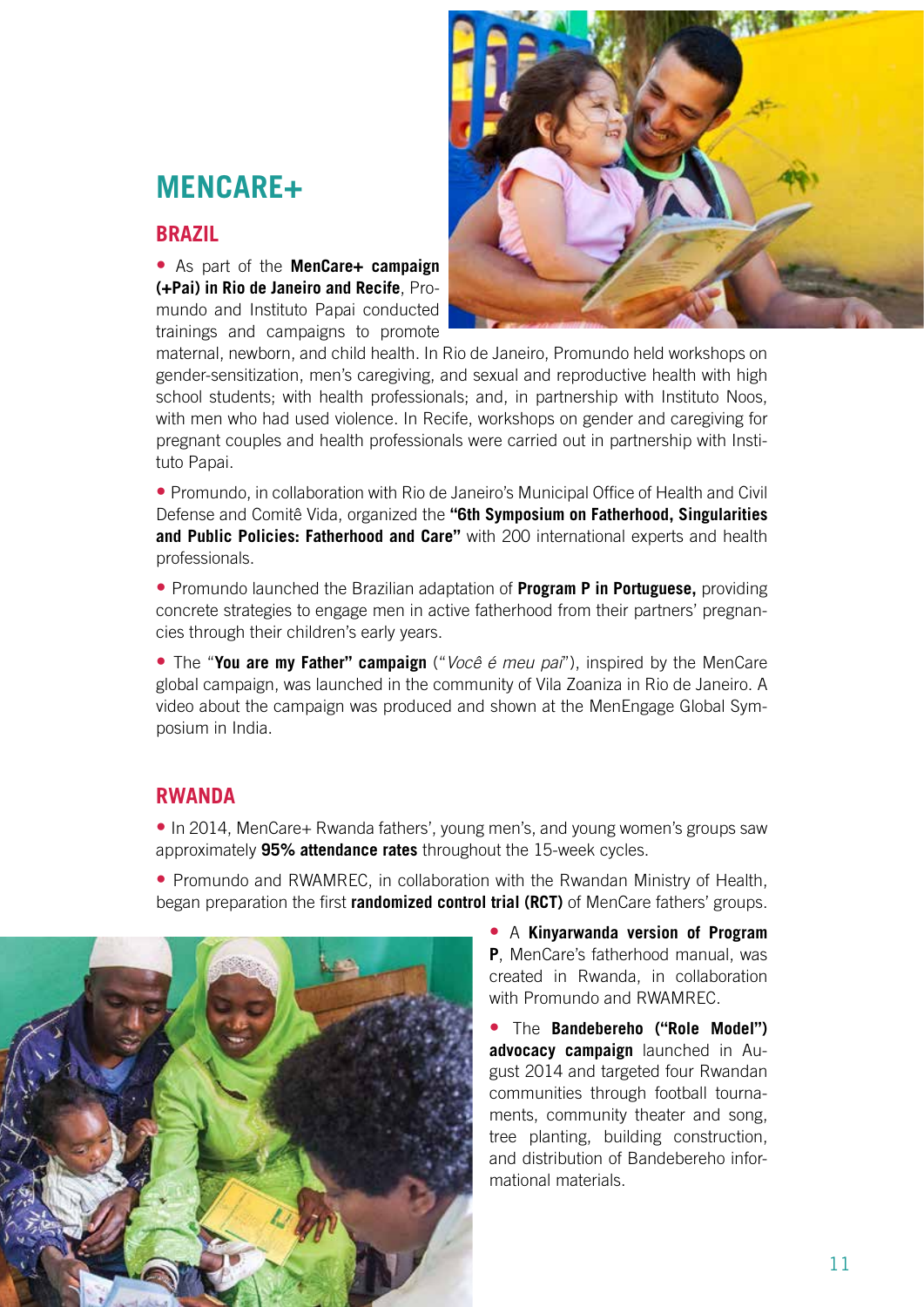# MENCARE+

## BRAZIL

- As part of the **MenCare+ campaign (+Pai) in Rio de Janeiro and Recife**, Promundo and Instituto Papai conducted trainings and campaigns to promote maternal, newborn, and child health. In Rio de Janeiro, Promundo held workshops on gender-sensitization, men's caregiving, and sexual and reproductive health with high school students; with health professionals; and, in partnership with Instituto Noos, with men who had used violence. In Recife, workshops on gender and caregiving for pregnant couples and health professionals were carried out in partnership with Instituto Papai.
- Promundo, in collaboration with Rio de Janeiro's Municipal Office of Health and Civil Defense and Comitê Vida, organized the **"6th Symposium on Fatherhood, Singularities and Public Policies: Fatherhood and Care"** with 200 international experts and health professionals.
- Promundo launched the Brazilian adaptation of **Program P in Portuguese,** providing concrete strategies to engage men in active fatherhood from their partners' pregnancies through their children's early years.
- The "**You are my Father" campaign** ("*Você é meu pai*"), inspired by the MenCare global campaign, was launched in the community of Vila Zoaniza in Rio de Janeiro. A video about the campaign was produced and shown at the MenEngage Global Symposium in India.

## RWANDA

- In 2014, MenCare+ Rwanda fathers', young men's, and young women's groups saw approximately **95% attendance rates** throughout the 15-week cycles.
- Promundo and RWAMREC, in collaboration with the Rwandan Ministry of Health, began preparation the first **randomized control trial (RCT)** of MenCare fathers' groups.
- A **Kinyarwanda version of Program P**, MenCare's fatherhood manual, was created in Rwanda, in collaboration with Promundo and RWAMREC.
- The **Bandebereho ("Role Model") advocacy campaign** launched in August 2014 and targeted four Rwandan communities through football tournaments, community theater and song, tree planting, building construction, and distribution of Bandebereho informational materials.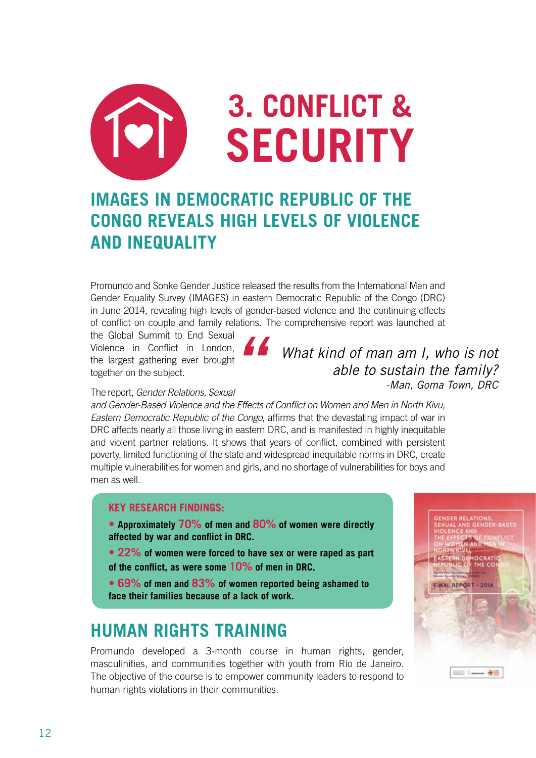# 3. CONFLICT & SECURITY

## IMAGES IN DEMOCRATIC REPUBLIC OF THE CONGO REVEALS HIGH LEVELS OF VIOLENCE AND INEQUALITY

Promundo and Sonke Gender Justice released the results from the International Men and Gender Equality Survey (IMAGES) in eastern Democratic Republic of the Congo (DRC) in June 2014, revealing high levels of gender-based violence and the continuing effects of conflict on couple and family relations. The comprehensive report was launched at the Global Summit to End Sexual Violence in Conflict in London, the largest gathering ever brought together on the subject.

> *What kind of man am I, who is not able to sustain the family?*
> *-Man, Goma Town, DRC*

The report, *Gender Relations, Sexual and Gender-Based Violence and the Effects of Conflict on Women and Men in North Kivu, Eastern Democratic Republic of the Congo*, affirms that the devastating impact of war in DRC affects nearly all those living in eastern DRC, and is manifested in highly inequitable and violent partner relations. It shows that years of conflict, combined with persistent poverty, limited functioning of the state and widespread inequitable norms in DRC, create multiple vulnerabilities for women and girls, and no shortage of vulnerabilities for boys and men as well.

**KEY RESEARCH FINDINGS:**

- **Approximately 70% of men and 80% of women were directly affected by war and conflict in DRC.**
- **22% of women were forced to have sex or were raped as part of the conflict, as were some 10% of men in DRC.**
- **69% of men and 83% of women reported being ashamed to face their families because of a lack of work.**

## HUMAN RIGHTS TRAINING

Promundo developed a 3-month course in human rights, gender, masculinities, and communities together with youth from Rio de Janeiro. The objective of the course is to empower community leaders to respond to human rights violations in their communities.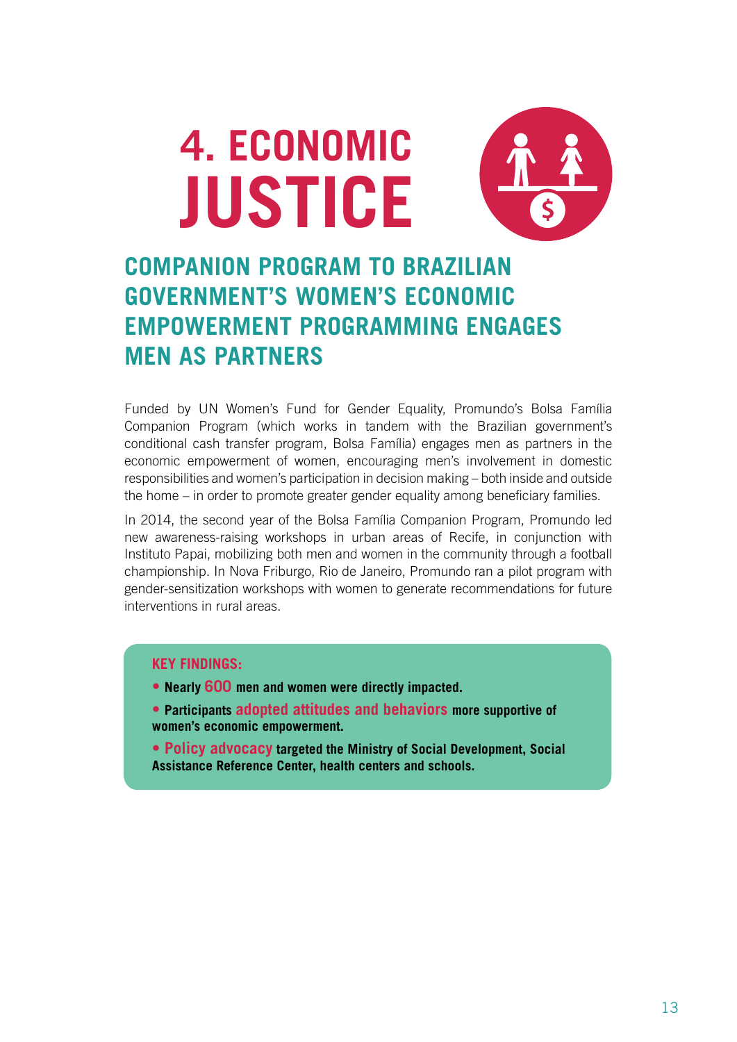# 4. ECONOMIC JUSTICE

## COMPANION PROGRAM TO BRAZILIAN GOVERNMENT'S WOMEN'S ECONOMIC EMPOWERMENT PROGRAMMING ENGAGES MEN AS PARTNERS

Funded by UN Women's Fund for Gender Equality, Promundo's Bolsa Família Companion Program (which works in tandem with the Brazilian government's conditional cash transfer program, Bolsa Família) engages men as partners in the economic empowerment of women, encouraging men's involvement in domestic responsibilities and women's participation in decision making – both inside and outside the home – in order to promote greater gender equality among beneficiary families.

In 2014, the second year of the Bolsa Família Companion Program, Promundo led new awareness-raising workshops in urban areas of Recife, in conjunction with Instituto Papai, mobilizing both men and women in the community through a football championship. In Nova Friburgo, Rio de Janeiro, Promundo ran a pilot program with gender-sensitization workshops with women to generate recommendations for future interventions in rural areas.

**KEY FINDINGS:**

- **Nearly 600 men and women were directly impacted.**
- **Participants adopted attitudes and behaviors more supportive of women's economic empowerment.**
- **Policy advocacy targeted the Ministry of Social Development, Social Assistance Reference Center, health centers and schools.**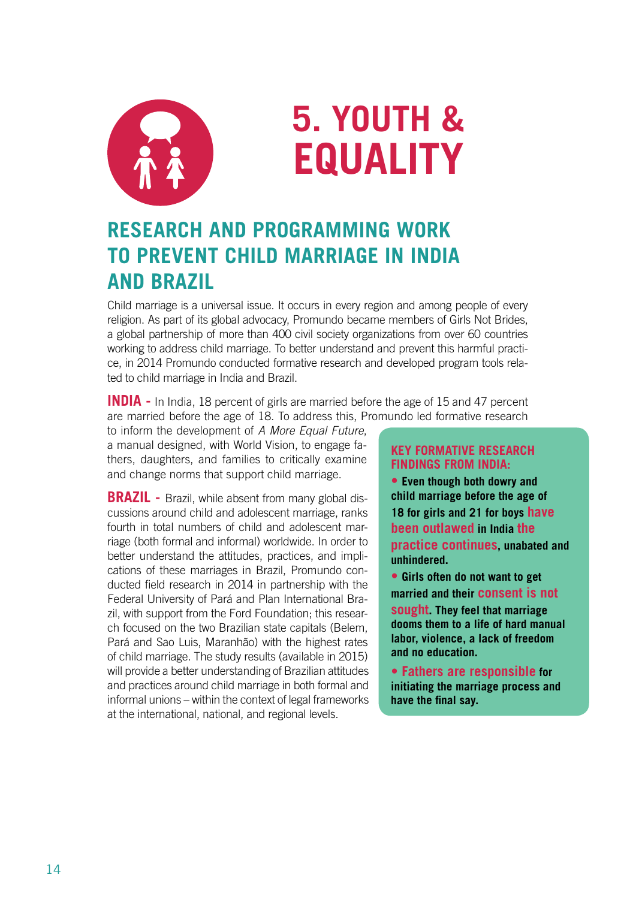# 5. YOUTH & EQUALITY

## RESEARCH AND PROGRAMMING WORK TO PREVENT CHILD MARRIAGE IN INDIA AND BRAZIL

Child marriage is a universal issue. It occurs in every region and among people of every religion. As part of its global advocacy, Promundo became members of Girls Not Brides, a global partnership of more than 400 civil society organizations from over 60 countries working to address child marriage. To better understand and prevent this harmful practice, in 2014 Promundo conducted formative research and developed program tools related to child marriage in India and Brazil.

**INDIA -** In India, 18 percent of girls are married before the age of 15 and 47 percent are married before the age of 18. To address this, Promundo led formative research to inform the development of *A More Equal Future*, a manual designed, with World Vision, to engage fathers, daughters, and families to critically examine and change norms that support child marriage.

**BRAZIL -** Brazil, while absent from many global discussions around child and adolescent marriage, ranks fourth in total numbers of child and adolescent marriage (both formal and informal) worldwide. In order to better understand the attitudes, practices, and implications of these marriages in Brazil, Promundo conducted field research in 2014 in partnership with the Federal University of Pará and Plan International Brazil, with support from the Ford Foundation; this research focused on the two Brazilian state capitals (Belem, Pará and Sao Luis, Maranhão) with the highest rates of child marriage. The study results (available in 2015) will provide a better understanding of Brazilian attitudes and practices around child marriage in both formal and informal unions – within the context of legal frameworks at the international, national, and regional levels.

### KEY FORMATIVE RESEARCH FINDINGS FROM INDIA:

- **Even though both dowry and child marriage before the age of 18 for girls and 21 for boys have been outlawed in India the practice continues, unabated and unhindered.**
- **Girls often do not want to get married and their consent is not sought. They feel that marriage dooms them to a life of hard manual labor, violence, a lack of freedom and no education.**
- **Fathers are responsible for initiating the marriage process and have the final say.**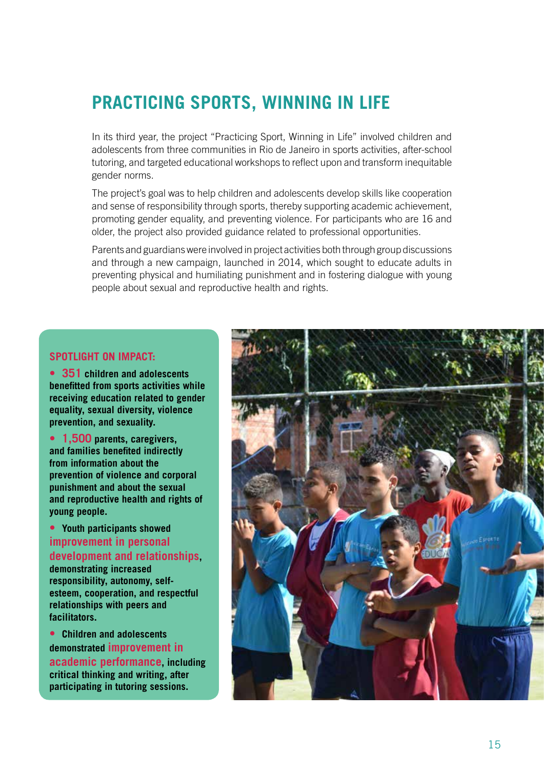# PRACTICING SPORTS, WINNING IN LIFE

In its third year, the project "Practicing Sport, Winning in Life" involved children and adolescents from three communities in Rio de Janeiro in sports activities, after-school tutoring, and targeted educational workshops to reflect upon and transform inequitable gender norms.

The project's goal was to help children and adolescents develop skills like cooperation and sense of responsibility through sports, thereby supporting academic achievement, promoting gender equality, and preventing violence. For participants who are 16 and older, the project also provided guidance related to professional opportunities.

Parents and guardians were involved in project activities both through group discussions and through a new campaign, launched in 2014, which sought to educate adults in preventing physical and humiliating punishment and in fostering dialogue with young people about sexual and reproductive health and rights.

## SPOTLIGHT ON IMPACT:

- **351 children and adolescents benefitted from sports activities while receiving education related to gender equality, sexual diversity, violence prevention, and sexuality.**
- **1,500 parents, caregivers, and families benefited indirectly from information about the prevention of violence and corporal punishment and about the sexual and reproductive health and rights of young people.**
- **Youth participants showed improvement in personal development and relationships, demonstrating increased responsibility, autonomy, self-esteem, cooperation, and respectful relationships with peers and facilitators.**
- **Children and adolescents demonstrated improvement in academic performance, including critical thinking and writing, after participating in tutoring sessions.**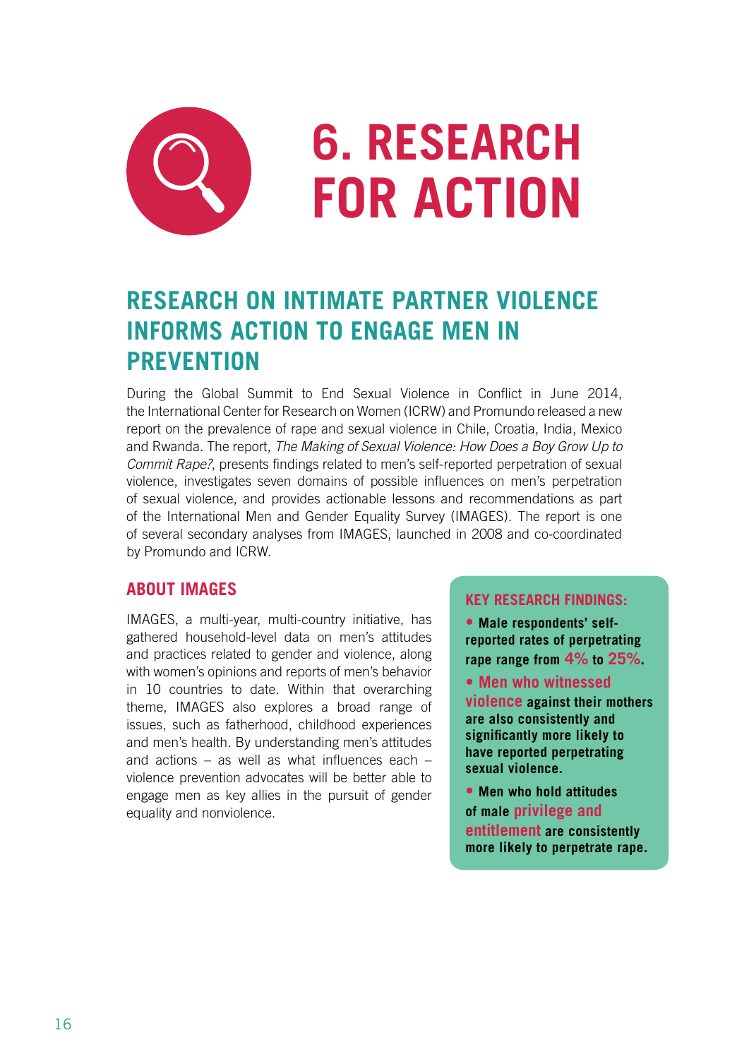# 6. RESEARCH FOR ACTION

## RESEARCH ON INTIMATE PARTNER VIOLENCE INFORMS ACTION TO ENGAGE MEN IN PREVENTION

During the Global Summit to End Sexual Violence in Conflict in June 2014, the International Center for Research on Women (ICRW) and Promundo released a new report on the prevalence of rape and sexual violence in Chile, Croatia, India, Mexico and Rwanda. The report, *The Making of Sexual Violence: How Does a Boy Grow Up to Commit Rape?*, presents findings related to men's self-reported perpetration of sexual violence, investigates seven domains of possible influences on men's perpetration of sexual violence, and provides actionable lessons and recommendations as part of the International Men and Gender Equality Survey (IMAGES). The report is one of several secondary analyses from IMAGES, launched in 2008 and co-coordinated by Promundo and ICRW.

### ABOUT IMAGES

IMAGES, a multi-year, multi-country initiative, has gathered household-level data on men's attitudes and practices related to gender and violence, along with women's opinions and reports of men's behavior in 10 countries to date. Within that overarching theme, IMAGES also explores a broad range of issues, such as fatherhood, childhood experiences and men's health. By understanding men's attitudes and actions – as well as what influences each – violence prevention advocates will be better able to engage men as key allies in the pursuit of gender equality and nonviolence.

### KEY RESEARCH FINDINGS:

- **Male respondents' self-reported rates of perpetrating rape range from 4% to 25%.**
- **Men who witnessed violence against their mothers are also consistently and significantly more likely to have reported perpetrating sexual violence.**
- **Men who hold attitudes of male privilege and entitlement are consistently more likely to perpetrate rape.**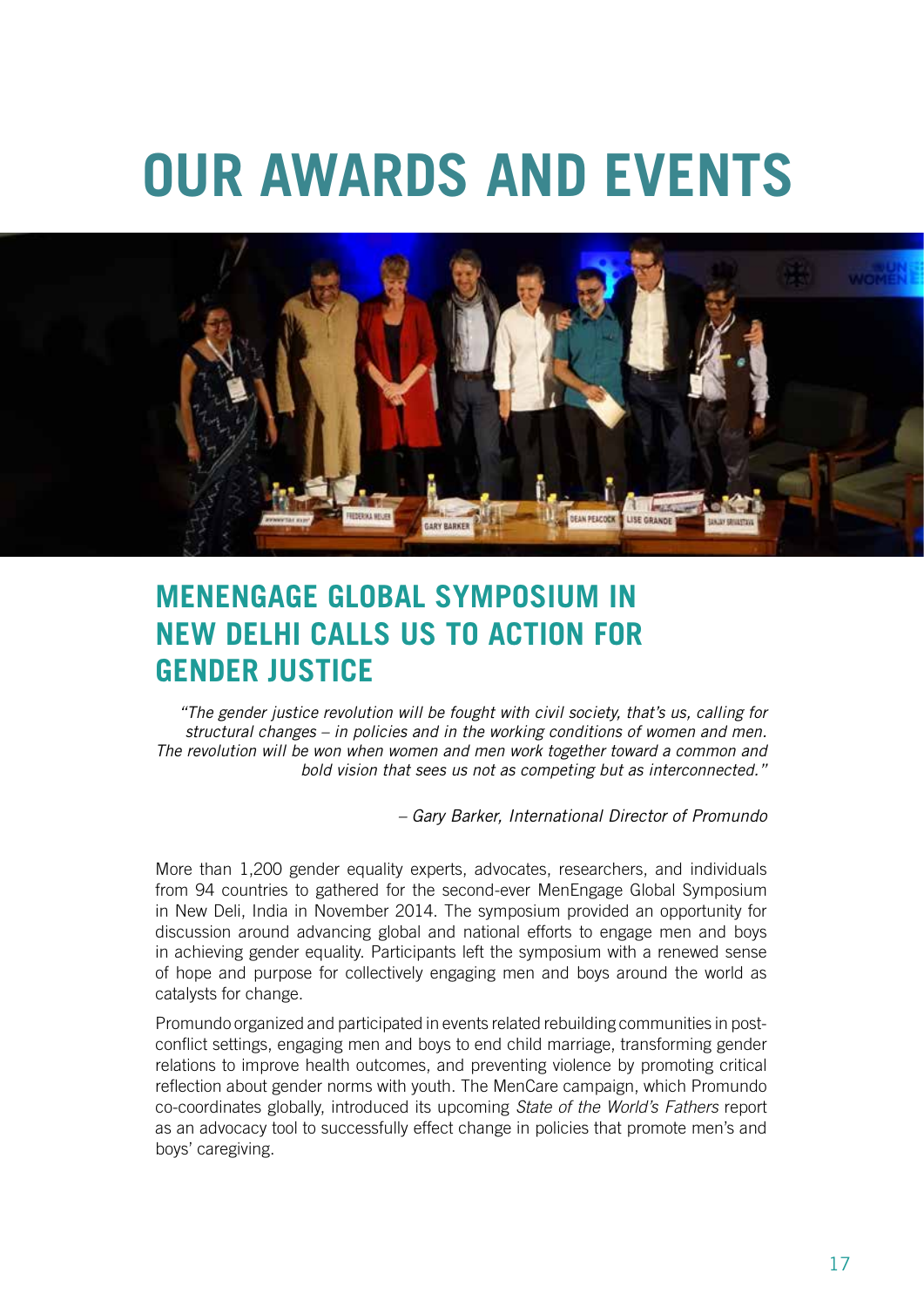# OUR AWARDS AND EVENTS

## MENENGAGE GLOBAL SYMPOSIUM IN NEW DELHI CALLS US TO ACTION FOR GENDER JUSTICE

*"The gender justice revolution will be fought with civil society, that's us, calling for structural changes – in policies and in the working conditions of women and men. The revolution will be won when women and men work together toward a common and bold vision that sees us not as competing but as interconnected."*

*– Gary Barker, International Director of Promundo*

More than 1,200 gender equality experts, advocates, researchers, and individuals from 94 countries to gathered for the second-ever MenEngage Global Symposium in New Deli, India in November 2014. The symposium provided an opportunity for discussion around advancing global and national efforts to engage men and boys in achieving gender equality. Participants left the symposium with a renewed sense of hope and purpose for collectively engaging men and boys around the world as catalysts for change.

Promundo organized and participated in events related rebuilding communities in post-conflict settings, engaging men and boys to end child marriage, transforming gender relations to improve health outcomes, and preventing violence by promoting critical reflection about gender norms with youth. The MenCare campaign, which Promundo co-coordinates globally, introduced its upcoming *State of the World's Fathers* report as an advocacy tool to successfully effect change in policies that promote men's and boys' caregiving.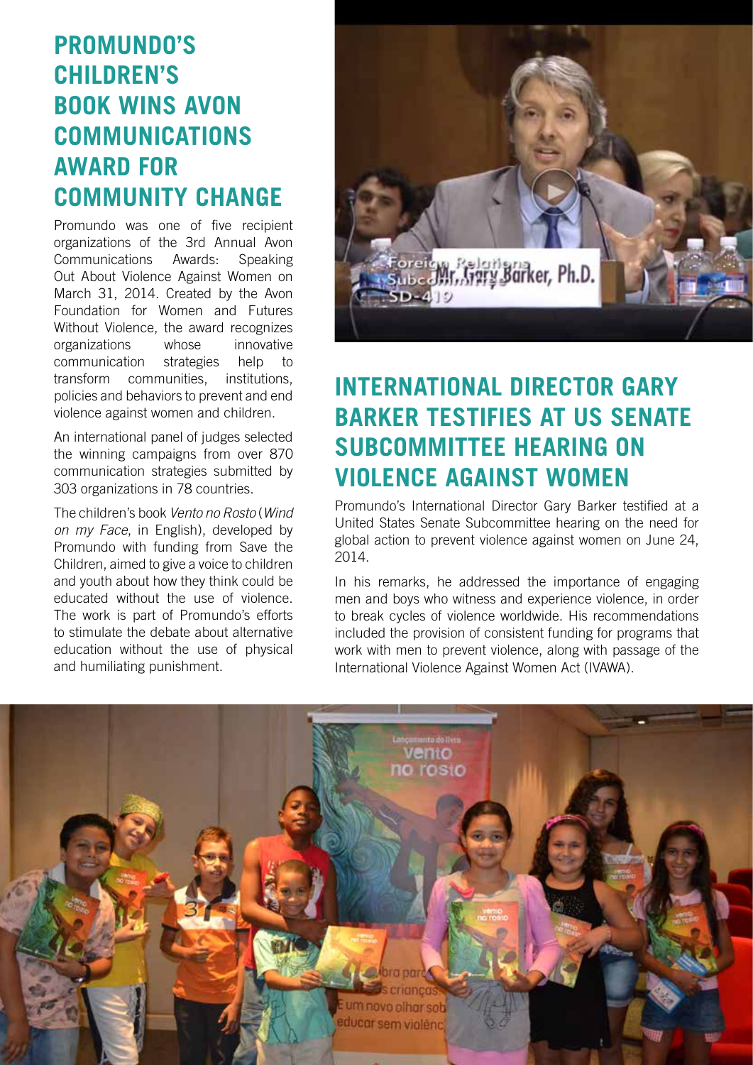## PROMUNDO'S CHILDREN'S BOOK WINS AVON COMMUNICATIONS AWARD FOR COMMUNITY CHANGE

Promundo was one of five recipient organizations of the 3rd Annual Avon Communications Awards: Speaking Out About Violence Against Women on March 31, 2014. Created by the Avon Foundation for Women and Futures Without Violence, the award recognizes organizations whose innovative communication strategies help to transform communities, institutions, policies and behaviors to prevent and end violence against women and children.

An international panel of judges selected the winning campaigns from over 870 communication strategies submitted by 303 organizations in 78 countries.

The children's book *Vento no Rosto* (*Wind on my Face*, in English), developed by Promundo with funding from Save the Children, aimed to give a voice to children and youth about how they think could be educated without the use of violence. The work is part of Promundo's efforts to stimulate the debate about alternative education without the use of physical and humiliating punishment.

## INTERNATIONAL DIRECTOR GARY BARKER TESTIFIES AT US SENATE SUBCOMMITTEE HEARING ON VIOLENCE AGAINST WOMEN

Promundo's International Director Gary Barker testified at a United States Senate Subcommittee hearing on the need for global action to prevent violence against women on June 24, 2014.

In his remarks, he addressed the importance of engaging men and boys who witness and experience violence, in order to break cycles of violence worldwide. His recommendations included the provision of consistent funding for programs that work with men to prevent violence, along with passage of the International Violence Against Women Act (IVAWA).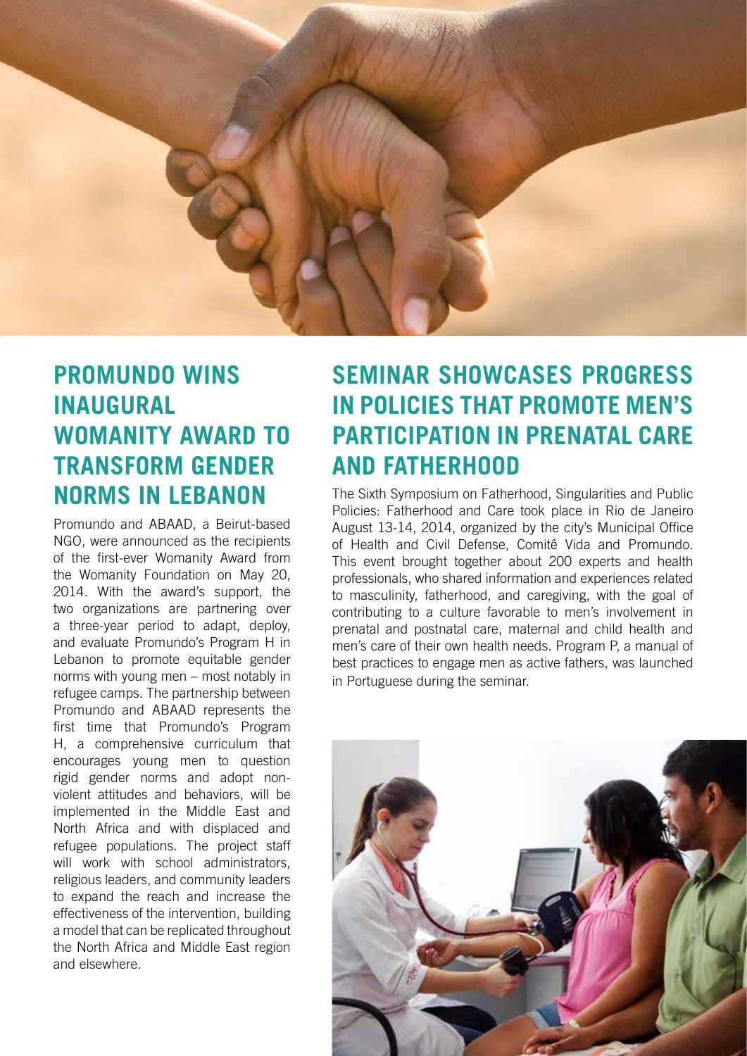## PROMUNDO WINS INAUGURAL WOMANITY AWARD TO TRANSFORM GENDER NORMS IN LEBANON

Promundo and ABAAD, a Beirut-based NGO, were announced as the recipients of the first-ever Womanity Award from the Womanity Foundation on May 20, 2014. With the award's support, the two organizations are partnering over a three-year period to adapt, deploy, and evaluate Promundo's Program H in Lebanon to promote equitable gender norms with young men – most notably in refugee camps. The partnership between Promundo and ABAAD represents the first time that Promundo's Program H, a comprehensive curriculum that encourages young men to question rigid gender norms and adopt non-violent attitudes and behaviors, will be implemented in the Middle East and North Africa and with displaced and refugee populations. The project staff will work with school administrators, religious leaders, and community leaders to expand the reach and increase the effectiveness of the intervention, building a model that can be replicated throughout the North Africa and Middle East region and elsewhere.

## SEMINAR SHOWCASES PROGRESS IN POLICIES THAT PROMOTE MEN'S PARTICIPATION IN PRENATAL CARE AND FATHERHOOD

The Sixth Symposium on Fatherhood, Singularities and Public Policies: Fatherhood and Care took place in Rio de Janeiro August 13-14, 2014, organized by the city's Municipal Office of Health and Civil Defense, Comitê Vida and Promundo. This event brought together about 200 experts and health professionals, who shared information and experiences related to masculinity, fatherhood, and caregiving, with the goal of contributing to a culture favorable to men's involvement in prenatal and postnatal care, maternal and child health and men's care of their own health needs. Program P, a manual of best practices to engage men as active fathers, was launched in Portuguese during the seminar.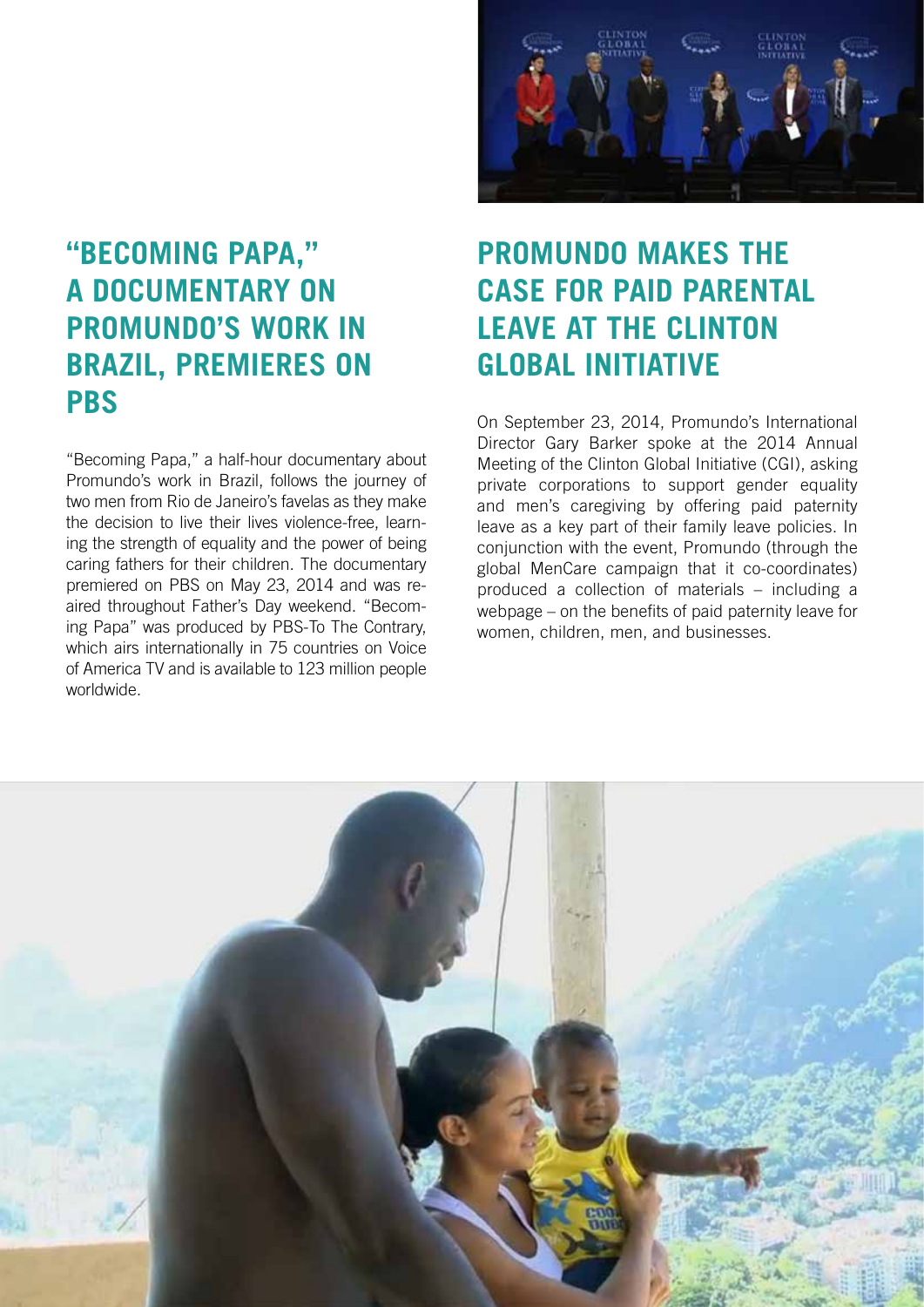## "BECOMING PAPA," A DOCUMENTARY ON PROMUNDO'S WORK IN BRAZIL, PREMIERES ON PBS

"Becoming Papa," a half-hour documentary about Promundo's work in Brazil, follows the journey of two men from Rio de Janeiro's favelas as they make the decision to live their lives violence-free, learning the strength of equality and the power of being caring fathers for their children. The documentary premiered on PBS on May 23, 2014 and was re-aired throughout Father's Day weekend. "Becoming Papa" was produced by PBS-To The Contrary, which airs internationally in 75 countries on Voice of America TV and is available to 123 million people worldwide.

## PROMUNDO MAKES THE CASE FOR PAID PARENTAL LEAVE AT THE CLINTON GLOBAL INITIATIVE

On September 23, 2014, Promundo's International Director Gary Barker spoke at the 2014 Annual Meeting of the Clinton Global Initiative (CGI), asking private corporations to support gender equality and men's caregiving by offering paid paternity leave as a key part of their family leave policies. In conjunction with the event, Promundo (through the global MenCare campaign that it co-coordinates) produced a collection of materials – including a webpage – on the benefits of paid paternity leave for women, children, men, and businesses.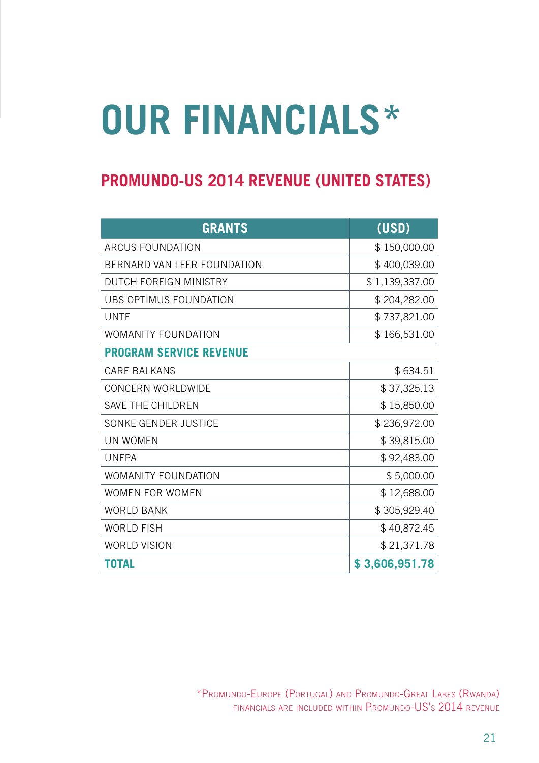# OUR FINANCIALS*

## PROMUNDO-US 2014 REVENUE (UNITED STATES)

| GRANTS | (USD) |
|---|---|
| ARCUS FOUNDATION | $ 150,000.00 |
| BERNARD VAN LEER FOUNDATION | $ 400,039.00 |
| DUTCH FOREIGN MINISTRY | $ 1,139,337.00 |
| UBS OPTIMUS FOUNDATION | $ 204,282.00 |
| UNTF | $ 737,821.00 |
| WOMANITY FOUNDATION | $ 166,531.00 |
| **PROGRAM SERVICE REVENUE** | |
| CARE BALKANS | $ 634.51 |
| CONCERN WORLDWIDE | $ 37,325.13 |
| SAVE THE CHILDREN | $ 15,850.00 |
| SONKE GENDER JUSTICE | $ 236,972.00 |
| UN WOMEN | $ 39,815.00 |
| UNFPA | $ 92,483.00 |
| WOMANITY FOUNDATION | $ 5,000.00 |
| WOMEN FOR WOMEN | $ 12,688.00 |
| WORLD BANK | $ 305,929.40 |
| WORLD FISH | $ 40,872.45 |
| WORLD VISION | $ 21,371.78 |
| **TOTAL** | **$ 3,606,951.78** |

*Promundo-Europe (Portugal) and Promundo-Great Lakes (Rwanda) financials are included within Promundo-US's 2014 revenue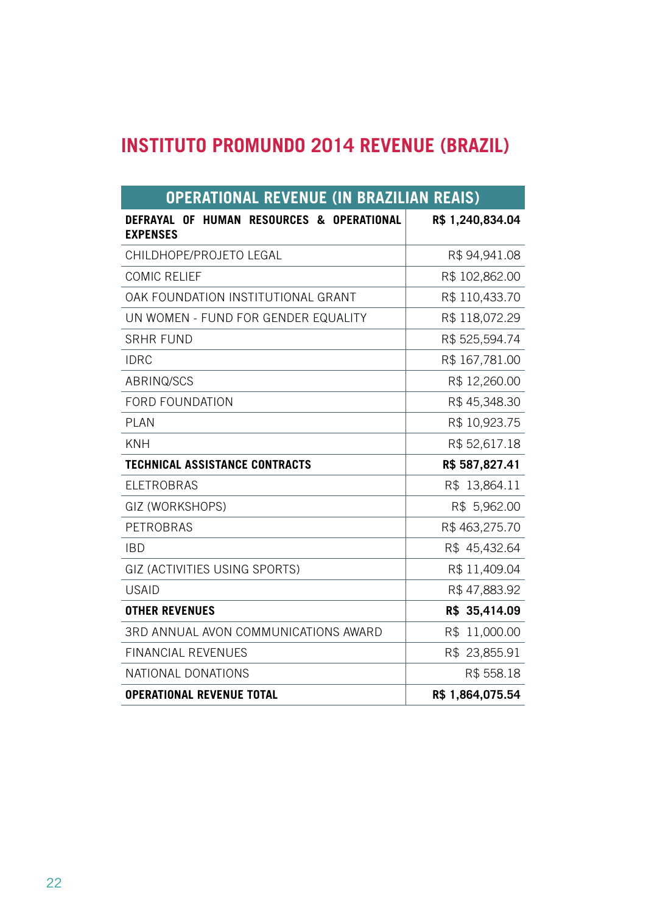# INSTITUTO PROMUNDO 2014 REVENUE (BRAZIL)

| OPERATIONAL REVENUE (IN BRAZILIAN REAIS) | |
|---|---|
| **DEFRAYAL OF HUMAN RESOURCES & OPERATIONAL EXPENSES** | **R$ 1,240,834.04** |
| CHILDHOPE/PROJETO LEGAL | R$ 94,941.08 |
| COMIC RELIEF | R$ 102,862.00 |
| OAK FOUNDATION INSTITUTIONAL GRANT | R$ 110,433.70 |
| UN WOMEN - FUND FOR GENDER EQUALITY | R$ 118,072.29 |
| SRHR FUND | R$ 525,594.74 |
| IDRC | R$ 167,781.00 |
| ABRINQ/SCS | R$ 12,260.00 |
| FORD FOUNDATION | R$ 45,348.30 |
| PLAN | R$ 10,923.75 |
| KNH | R$ 52,617.18 |
| **TECHNICAL ASSISTANCE CONTRACTS** | **R$ 587,827.41** |
| ELETROBRAS | R$ 13,864.11 |
| GIZ (WORKSHOPS) | R$ 5,962.00 |
| PETROBRAS | R$ 463,275.70 |
| IBD | R$ 45,432.64 |
| GIZ (ACTIVITIES USING SPORTS) | R$ 11,409.04 |
| USAID | R$ 47,883.92 |
| **OTHER REVENUES** | **R$ 35,414.09** |
| 3RD ANNUAL AVON COMMUNICATIONS AWARD | R$ 11,000.00 |
| FINANCIAL REVENUES | R$ 23,855.91 |
| NATIONAL DONATIONS | R$ 558.18 |
| **OPERATIONAL REVENUE TOTAL** | **R$ 1,864,075.54** |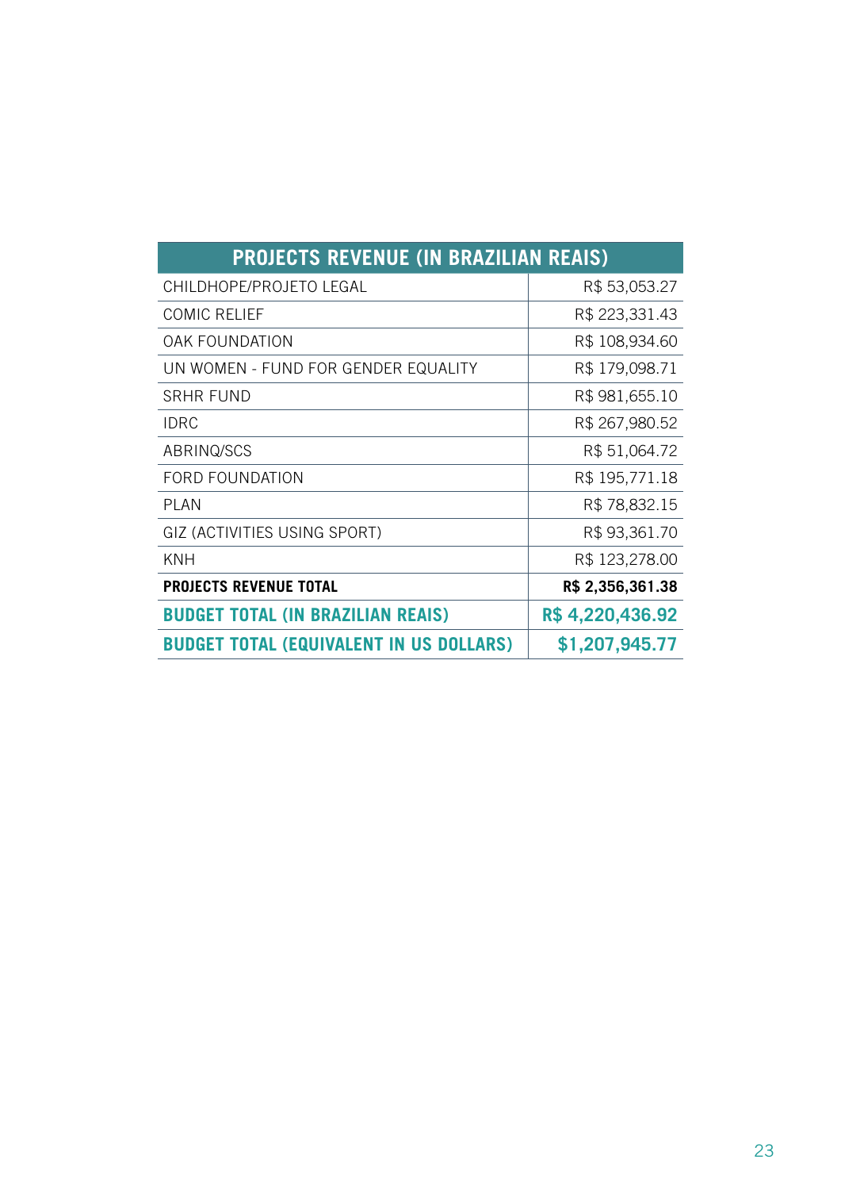| PROJECTS REVENUE (IN BRAZILIAN REAIS) | |
|---|---|
| CHILDHOPE/PROJETO LEGAL | R$ 53,053.27 |
| COMIC RELIEF | R$ 223,331.43 |
| OAK FOUNDATION | R$ 108,934.60 |
| UN WOMEN - FUND FOR GENDER EQUALITY | R$ 179,098.71 |
| SRHR FUND | R$ 981,655.10 |
| IDRC | R$ 267,980.52 |
| ABRINQ/SCS | R$ 51,064.72 |
| FORD FOUNDATION | R$ 195,771.18 |
| PLAN | R$ 78,832.15 |
| GIZ (ACTIVITIES USING SPORT) | R$ 93,361.70 |
| KNH | R$ 123,278.00 |
| **PROJECTS REVENUE TOTAL** | **R$ 2,356,361.38** |
| **BUDGET TOTAL (IN BRAZILIAN REAIS)** | **R$ 4,220,436.92** |
| **BUDGET TOTAL (EQUIVALENT IN US DOLLARS)** | **$1,207,945.77** |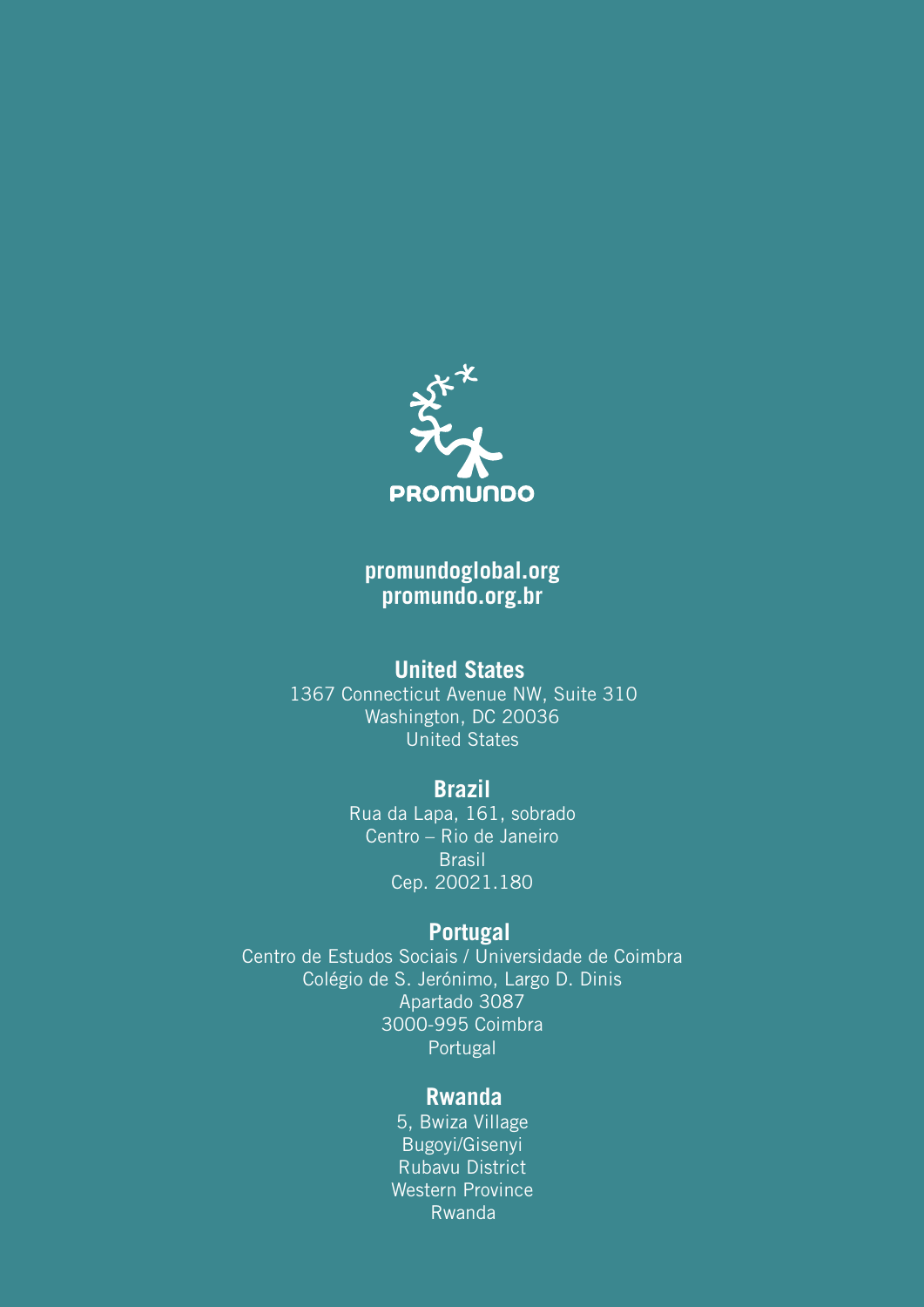PROMUNDO

**promundoglobal.org**
**promundo.org.br**

**United States**

1367 Connecticut Avenue NW, Suite 310
Washington, DC 20036
United States

**Brazil**

Rua da Lapa, 161, sobrado
Centro – Rio de Janeiro
Brasil
Cep. 20021.180

**Portugal**

Centro de Estudos Sociais / Universidade de Coimbra
Colégio de S. Jerónimo, Largo D. Dinis
Apartado 3087
3000-995 Coimbra
Portugal

**Rwanda**

5, Bwiza Village
Bugoyi/Gisenyi
Rubavu District
Western Province
Rwanda